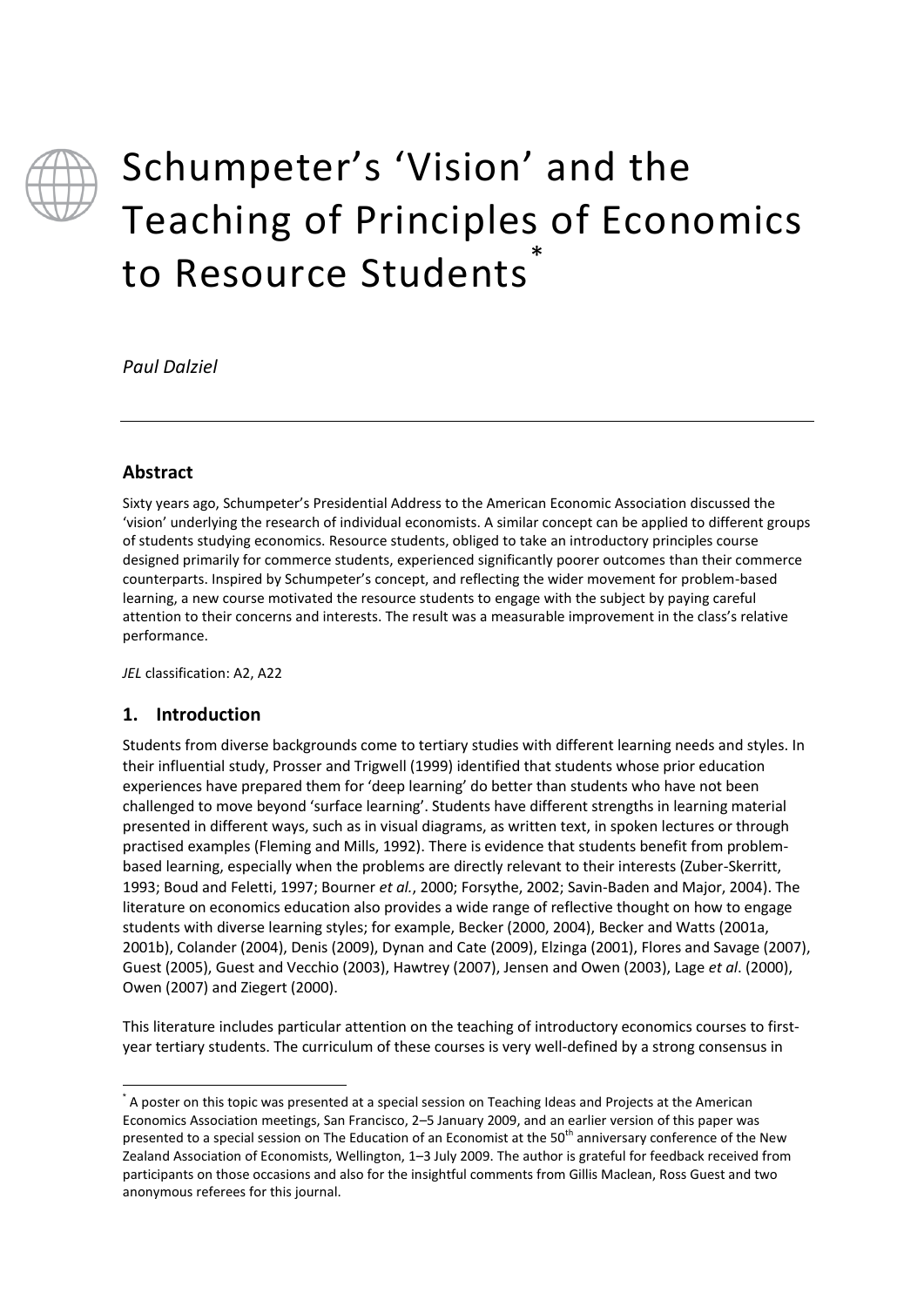# Schumpeter's 'Vision' and the Teaching of Principles of Economics to Resource Students*

*Paul Dalziel*

## Abstract

Sixty years ago, Schumpeter's Presidential Address to the American Economic Association discussed the 'vision' underlying the research of individual economists. A similar concept can be applied to different groups of students studying economics. Resource students, obliged to take an introductory principles course designed primarily for commerce students, experienced significantly poorer outcomes than their commerce counterparts. Inspired by Schumpeter's concept, and reflecting the wider movement for problem-based learning, a new course motivated the resource students to engage with the subject by paying careful attention to their concerns and interests. The result was a measurable improvement in the class's relative performance.

*JEL* classification: A2, A22

## 1. Introduction

Students from diverse backgrounds come to tertiary studies with different learning needs and styles. In their influential study, Prosser and Trigwell (1999) identified that students whose prior education experiences have prepared them for 'deep learning' do better than students who have not been challenged to move beyond 'surface learning'. Students have different strengths in learning material presented in different ways, such as in visual diagrams, as written text, in spoken lectures or through practised examples (Fleming and Mills, 1992). There is evidence that students benefit from problem-based learning, especially when the problems are directly relevant to their interests (Zuber-Skerritt, 1993; Boud and Feletti, 1997; Bourner *et al.*, 2000; Forsythe, 2002; Savin-Baden and Major, 2004). The literature on economics education also provides a wide range of reflective thought on how to engage students with diverse learning styles; for example, Becker (2000, 2004), Becker and Watts (2001a, 2001b), Colander (2004), Denis (2009), Dynan and Cate (2009), Elzinga (2001), Flores and Savage (2007), Guest (2005), Guest and Vecchio (2003), Hawtrey (2007), Jensen and Owen (2003), Lage *et al*. (2000), Owen (2007) and Ziegert (2000).

This literature includes particular attention on the teaching of introductory economics courses to first-year tertiary students. The curriculum of these courses is very well-defined by a strong consensus in

---

* A poster on this topic was presented at a special session on Teaching Ideas and Projects at the American Economics Association meetings, San Francisco, 2–5 January 2009, and an earlier version of this paper was presented to a special session on The Education of an Economist at the 50th anniversary conference of the New Zealand Association of Economists, Wellington, 1–3 July 2009. The author is grateful for feedback received from participants on those occasions and also for the insightful comments from Gillis Maclean, Ross Guest and two anonymous referees for this journal.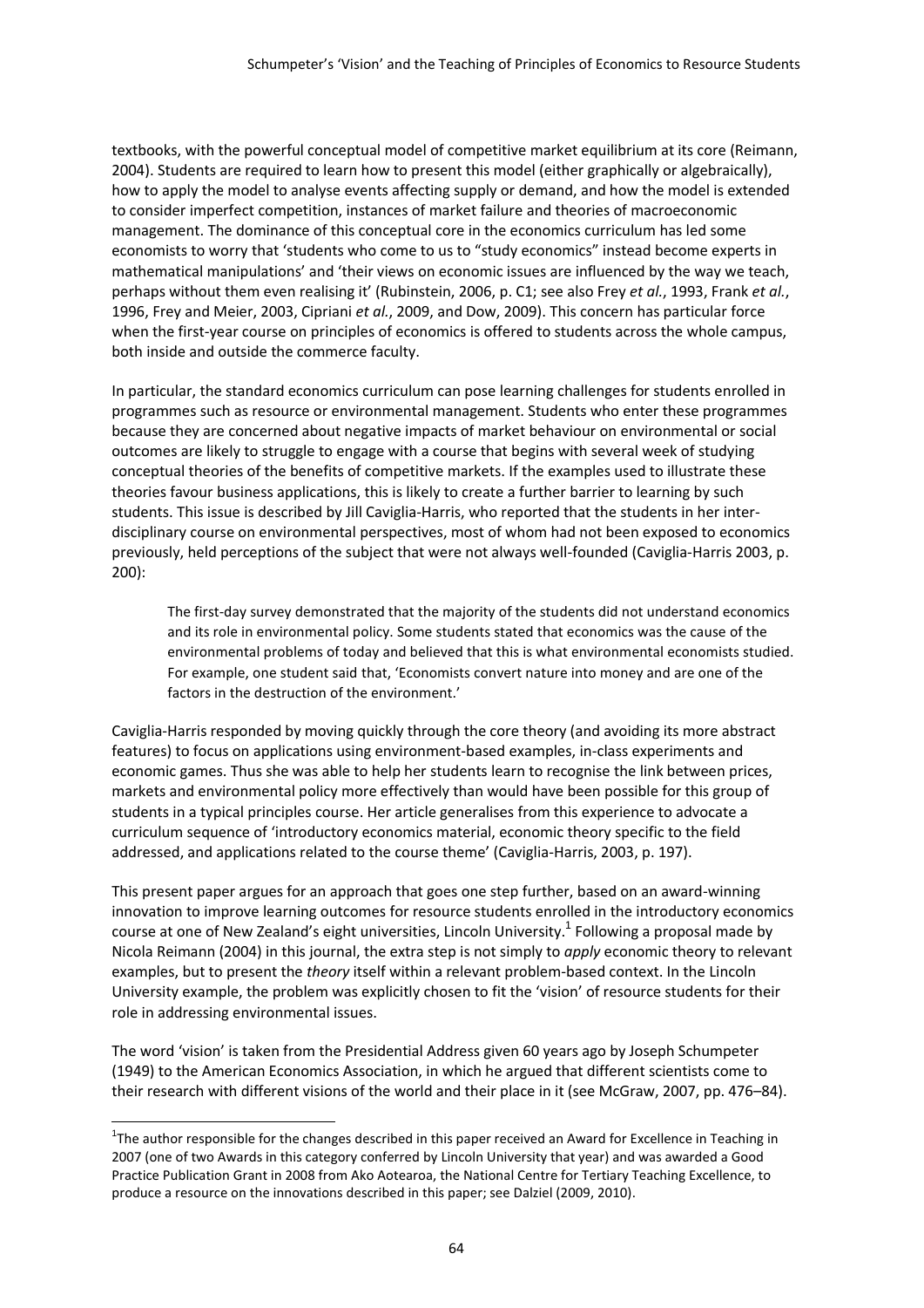textbooks, with the powerful conceptual model of competitive market equilibrium at its core (Reimann, 2004). Students are required to learn how to present this model (either graphically or algebraically), how to apply the model to analyse events affecting supply or demand, and how the model is extended to consider imperfect competition, instances of market failure and theories of macroeconomic management. The dominance of this conceptual core in the economics curriculum has led some economists to worry that 'students who come to us to "study economics" instead become experts in mathematical manipulations' and 'their views on economic issues are influenced by the way we teach, perhaps without them even realising it' (Rubinstein, 2006, p. C1; see also Frey *et al.*, 1993, Frank *et al.*, 1996, Frey and Meier, 2003, Cipriani *et al.*, 2009, and Dow, 2009). This concern has particular force when the first-year course on principles of economics is offered to students across the whole campus, both inside and outside the commerce faculty.

In particular, the standard economics curriculum can pose learning challenges for students enrolled in programmes such as resource or environmental management. Students who enter these programmes because they are concerned about negative impacts of market behaviour on environmental or social outcomes are likely to struggle to engage with a course that begins with several week of studying conceptual theories of the benefits of competitive markets. If the examples used to illustrate these theories favour business applications, this is likely to create a further barrier to learning by such students. This issue is described by Jill Caviglia-Harris, who reported that the students in her inter-disciplinary course on environmental perspectives, most of whom had not been exposed to economics previously, held perceptions of the subject that were not always well-founded (Caviglia-Harris 2003, p. 200):

> The first-day survey demonstrated that the majority of the students did not understand economics and its role in environmental policy. Some students stated that economics was the cause of the environmental problems of today and believed that this is what environmental economists studied. For example, one student said that, 'Economists convert nature into money and are one of the factors in the destruction of the environment.'

Caviglia-Harris responded by moving quickly through the core theory (and avoiding its more abstract features) to focus on applications using environment-based examples, in-class experiments and economic games. Thus she was able to help her students learn to recognise the link between prices, markets and environmental policy more effectively than would have been possible for this group of students in a typical principles course. Her article generalises from this experience to advocate a curriculum sequence of 'introductory economics material, economic theory specific to the field addressed, and applications related to the course theme' (Caviglia-Harris, 2003, p. 197).

This present paper argues for an approach that goes one step further, based on an award-winning innovation to improve learning outcomes for resource students enrolled in the introductory economics course at one of New Zealand's eight universities, Lincoln University.[1] Following a proposal made by Nicola Reimann (2004) in this journal, the extra step is not simply to *apply* economic theory to relevant examples, but to present the *theory* itself within a relevant problem-based context. In the Lincoln University example, the problem was explicitly chosen to fit the 'vision' of resource students for their role in addressing environmental issues.

The word 'vision' is taken from the Presidential Address given 60 years ago by Joseph Schumpeter (1949) to the American Economics Association, in which he argued that different scientists come to their research with different visions of the world and their place in it (see McGraw, 2007, pp. 476–84).

[1] The author responsible for the changes described in this paper received an Award for Excellence in Teaching in 2007 (one of two Awards in this category conferred by Lincoln University that year) and was awarded a Good Practice Publication Grant in 2008 from Ako Aotearoa, the National Centre for Tertiary Teaching Excellence, to produce a resource on the innovations described in this paper; see Dalziel (2009, 2010).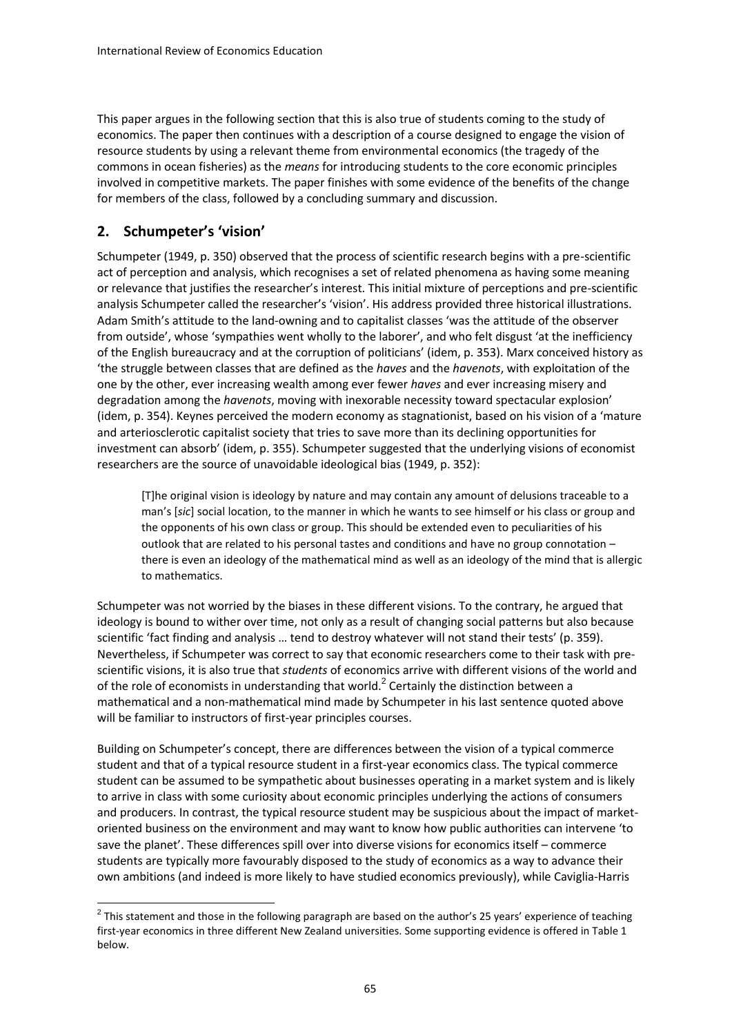This paper argues in the following section that this is also true of students coming to the study of economics. The paper then continues with a description of a course designed to engage the vision of resource students by using a relevant theme from environmental economics (the tragedy of the commons in ocean fisheries) as the *means* for introducing students to the core economic principles involved in competitive markets. The paper finishes with some evidence of the benefits of the change for members of the class, followed by a concluding summary and discussion.

## 2. Schumpeter's 'vision'

Schumpeter (1949, p. 350) observed that the process of scientific research begins with a pre-scientific act of perception and analysis, which recognises a set of related phenomena as having some meaning or relevance that justifies the researcher's interest. This initial mixture of perceptions and pre-scientific analysis Schumpeter called the researcher's 'vision'. His address provided three historical illustrations. Adam Smith's attitude to the land-owning and to capitalist classes 'was the attitude of the observer from outside', whose 'sympathies went wholly to the laborer', and who felt disgust 'at the inefficiency of the English bureaucracy and at the corruption of politicians' (idem, p. 353). Marx conceived history as 'the struggle between classes that are defined as the *haves* and the *havenots*, with exploitation of the one by the other, ever increasing wealth among ever fewer *haves* and ever increasing misery and degradation among the *havenots*, moving with inexorable necessity toward spectacular explosion' (idem, p. 354). Keynes perceived the modern economy as stagnationist, based on his vision of a 'mature and arteriosclerotic capitalist society that tries to save more than its declining opportunities for investment can absorb' (idem, p. 355). Schumpeter suggested that the underlying visions of economist researchers are the source of unavoidable ideological bias (1949, p. 352):

> [T]he original vision is ideology by nature and may contain any amount of delusions traceable to a man's [*sic*] social location, to the manner in which he wants to see himself or his class or group and the opponents of his own class or group. This should be extended even to peculiarities of his outlook that are related to his personal tastes and conditions and have no group connotation – there is even an ideology of the mathematical mind as well as an ideology of the mind that is allergic to mathematics.

Schumpeter was not worried by the biases in these different visions. To the contrary, he argued that ideology is bound to wither over time, not only as a result of changing social patterns but also because scientific 'fact finding and analysis … tend to destroy whatever will not stand their tests' (p. 359). Nevertheless, if Schumpeter was correct to say that economic researchers come to their task with pre-scientific visions, it is also true that *students* of economics arrive with different visions of the world and of the role of economists in understanding that world.[2] Certainly the distinction between a mathematical and a non-mathematical mind made by Schumpeter in his last sentence quoted above will be familiar to instructors of first-year principles courses.

Building on Schumpeter's concept, there are differences between the vision of a typical commerce student and that of a typical resource student in a first-year economics class. The typical commerce student can be assumed to be sympathetic about businesses operating in a market system and is likely to arrive in class with some curiosity about economic principles underlying the actions of consumers and producers. In contrast, the typical resource student may be suspicious about the impact of market-oriented business on the environment and may want to know how public authorities can intervene 'to save the planet'. These differences spill over into diverse visions for economics itself – commerce students are typically more favourably disposed to the study of economics as a way to advance their own ambitions (and indeed is more likely to have studied economics previously), while Caviglia-Harris

[2] This statement and those in the following paragraph are based on the author's 25 years' experience of teaching first-year economics in three different New Zealand universities. Some supporting evidence is offered in Table 1 below.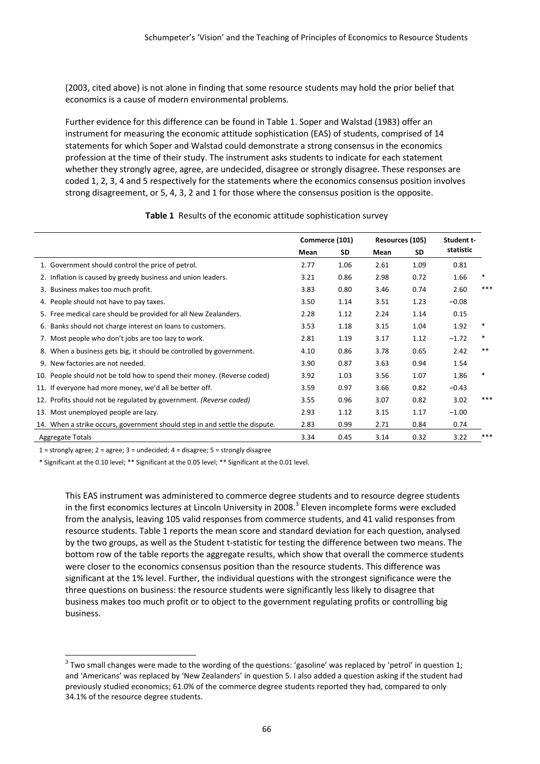(2003, cited above) is not alone in finding that some resource students may hold the prior belief that economics is a cause of modern environmental problems.

Further evidence for this difference can be found in Table 1. Soper and Walstad (1983) offer an instrument for measuring the economic attitude sophistication (EAS) of students, comprised of 14 statements for which Soper and Walstad could demonstrate a strong consensus in the economics profession at the time of their study. The instrument asks students to indicate for each statement whether they strongly agree, agree, are undecided, disagree or strongly disagree. These responses are coded 1, 2, 3, 4 and 5 respectively for the statements where the economics consensus position involves strong disagreement, or 5, 4, 3, 2 and 1 for those where the consensus position is the opposite.

**Table 1** Results of the economic attitude sophistication survey

| | Commerce (101) | | Resources (105) | | Student t-statistic | |
|---|---|---|---|---|---|---|
| | Mean | SD | Mean | SD | | |
| 1. Government should control the price of petrol. | 2.77 | 1.06 | 2.61 | 1.09 | 0.81 | |
| 2. Inflation is caused by greedy business and union leaders. | 3.21 | 0.86 | 2.98 | 0.72 | 1.66 | * |
| 3. Business makes too much profit. | 3.83 | 0.80 | 3.46 | 0.74 | 2.60 | *** |
| 4. People should not have to pay taxes. | 3.50 | 1.14 | 3.51 | 1.23 | −0.08 | |
| 5. Free medical care should be provided for all New Zealanders. | 2.28 | 1.12 | 2.24 | 1.14 | 0.15 | |
| 6. Banks should not charge interest on loans to customers. | 3.53 | 1.18 | 3.15 | 1.04 | 1.92 | * |
| 7. Most people who don't jobs are too lazy to work. | 2.81 | 1.19 | 3.17 | 1.12 | −1.72 | * |
| 8. When a business gets big, it should be controlled by government. | 4.10 | 0.86 | 3.78 | 0.65 | 2.42 | ** |
| 9. New factories are not needed. | 3.90 | 0.87 | 3.63 | 0.94 | 1.54 | |
| 10. People should not be told how to spend their money. (Reverse coded) | 3.92 | 1.03 | 3.56 | 1.07 | 1.86 | * |
| 11. If everyone had more money, we'd all be better off. | 3.59 | 0.97 | 3.66 | 0.82 | −0.43 | |
| 12. Profits should not be regulated by government. *(Reverse coded)* | 3.55 | 0.96 | 3.07 | 0.82 | 3.02 | *** |
| 13. Most unemployed people are lazy. | 2.93 | 1.12 | 3.15 | 1.17 | −1.00 | |
| 14. When a strike occurs, government should step in and settle the dispute. | 2.83 | 0.99 | 2.71 | 0.84 | 0.74 | |
| Aggregate Totals | 3.34 | 0.45 | 3.14 | 0.32 | 3.22 | *** |

1 = strongly agree; 2 = agree; 3 = undecided; 4 = disagree; 5 = strongly disagree

* Significant at the 0.10 level; ** Significant at the 0.05 level; ** Significant at the 0.01 level.

This EAS instrument was administered to commerce degree students and to resource degree students in the first economics lectures at Lincoln University in 2008.[3] Eleven incomplete forms were excluded from the analysis, leaving 105 valid responses from commerce students, and 41 valid responses from resource students. Table 1 reports the mean score and standard deviation for each question, analysed by the two groups, as well as the Student t-statistic for testing the difference between two means. The bottom row of the table reports the aggregate results, which show that overall the commerce students were closer to the economics consensus position than the resource students. This difference was significant at the 1% level. Further, the individual questions with the strongest significance were the three questions on business: the resource students were significantly less likely to disagree that business makes too much profit or to object to the government regulating profits or controlling big business.

[3] Two small changes were made to the wording of the questions: 'gasoline' was replaced by 'petrol' in question 1; and 'Americans' was replaced by 'New Zealanders' in question 5. I also added a question asking if the student had previously studied economics; 61.0% of the commerce degree students reported they had, compared to only 34.1% of the resource degree students.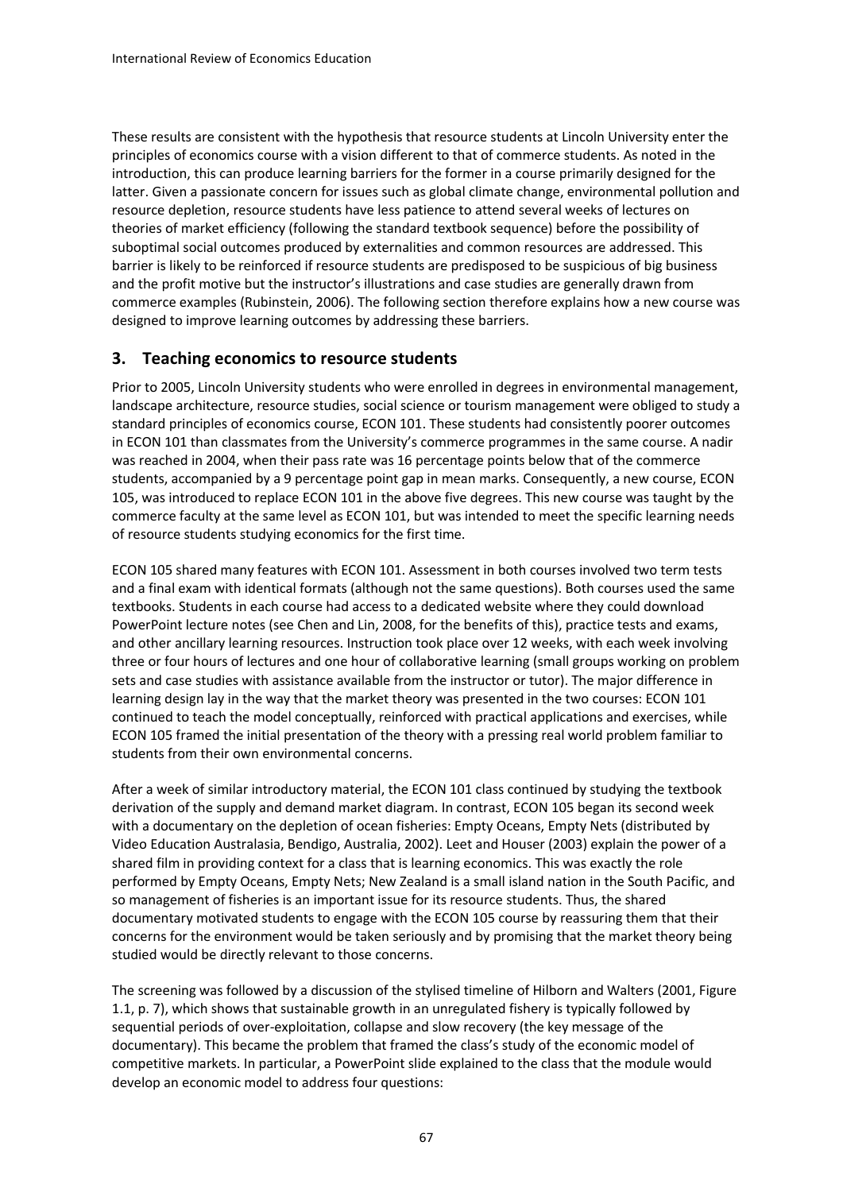These results are consistent with the hypothesis that resource students at Lincoln University enter the principles of economics course with a vision different to that of commerce students. As noted in the introduction, this can produce learning barriers for the former in a course primarily designed for the latter. Given a passionate concern for issues such as global climate change, environmental pollution and resource depletion, resource students have less patience to attend several weeks of lectures on theories of market efficiency (following the standard textbook sequence) before the possibility of suboptimal social outcomes produced by externalities and common resources are addressed. This barrier is likely to be reinforced if resource students are predisposed to be suspicious of big business and the profit motive but the instructor's illustrations and case studies are generally drawn from commerce examples (Rubinstein, 2006). The following section therefore explains how a new course was designed to improve learning outcomes by addressing these barriers.

## 3. Teaching economics to resource students

Prior to 2005, Lincoln University students who were enrolled in degrees in environmental management, landscape architecture, resource studies, social science or tourism management were obliged to study a standard principles of economics course, ECON 101. These students had consistently poorer outcomes in ECON 101 than classmates from the University's commerce programmes in the same course. A nadir was reached in 2004, when their pass rate was 16 percentage points below that of the commerce students, accompanied by a 9 percentage point gap in mean marks. Consequently, a new course, ECON 105, was introduced to replace ECON 101 in the above five degrees. This new course was taught by the commerce faculty at the same level as ECON 101, but was intended to meet the specific learning needs of resource students studying economics for the first time.

ECON 105 shared many features with ECON 101. Assessment in both courses involved two term tests and a final exam with identical formats (although not the same questions). Both courses used the same textbooks. Students in each course had access to a dedicated website where they could download PowerPoint lecture notes (see Chen and Lin, 2008, for the benefits of this), practice tests and exams, and other ancillary learning resources. Instruction took place over 12 weeks, with each week involving three or four hours of lectures and one hour of collaborative learning (small groups working on problem sets and case studies with assistance available from the instructor or tutor). The major difference in learning design lay in the way that the market theory was presented in the two courses: ECON 101 continued to teach the model conceptually, reinforced with practical applications and exercises, while ECON 105 framed the initial presentation of the theory with a pressing real world problem familiar to students from their own environmental concerns.

After a week of similar introductory material, the ECON 101 class continued by studying the textbook derivation of the supply and demand market diagram. In contrast, ECON 105 began its second week with a documentary on the depletion of ocean fisheries: Empty Oceans, Empty Nets (distributed by Video Education Australasia, Bendigo, Australia, 2002). Leet and Houser (2003) explain the power of a shared film in providing context for a class that is learning economics. This was exactly the role performed by Empty Oceans, Empty Nets; New Zealand is a small island nation in the South Pacific, and so management of fisheries is an important issue for its resource students. Thus, the shared documentary motivated students to engage with the ECON 105 course by reassuring them that their concerns for the environment would be taken seriously and by promising that the market theory being studied would be directly relevant to those concerns.

The screening was followed by a discussion of the stylised timeline of Hilborn and Walters (2001, Figure 1.1, p. 7), which shows that sustainable growth in an unregulated fishery is typically followed by sequential periods of over-exploitation, collapse and slow recovery (the key message of the documentary). This became the problem that framed the class's study of the economic model of competitive markets. In particular, a PowerPoint slide explained to the class that the module would develop an economic model to address four questions: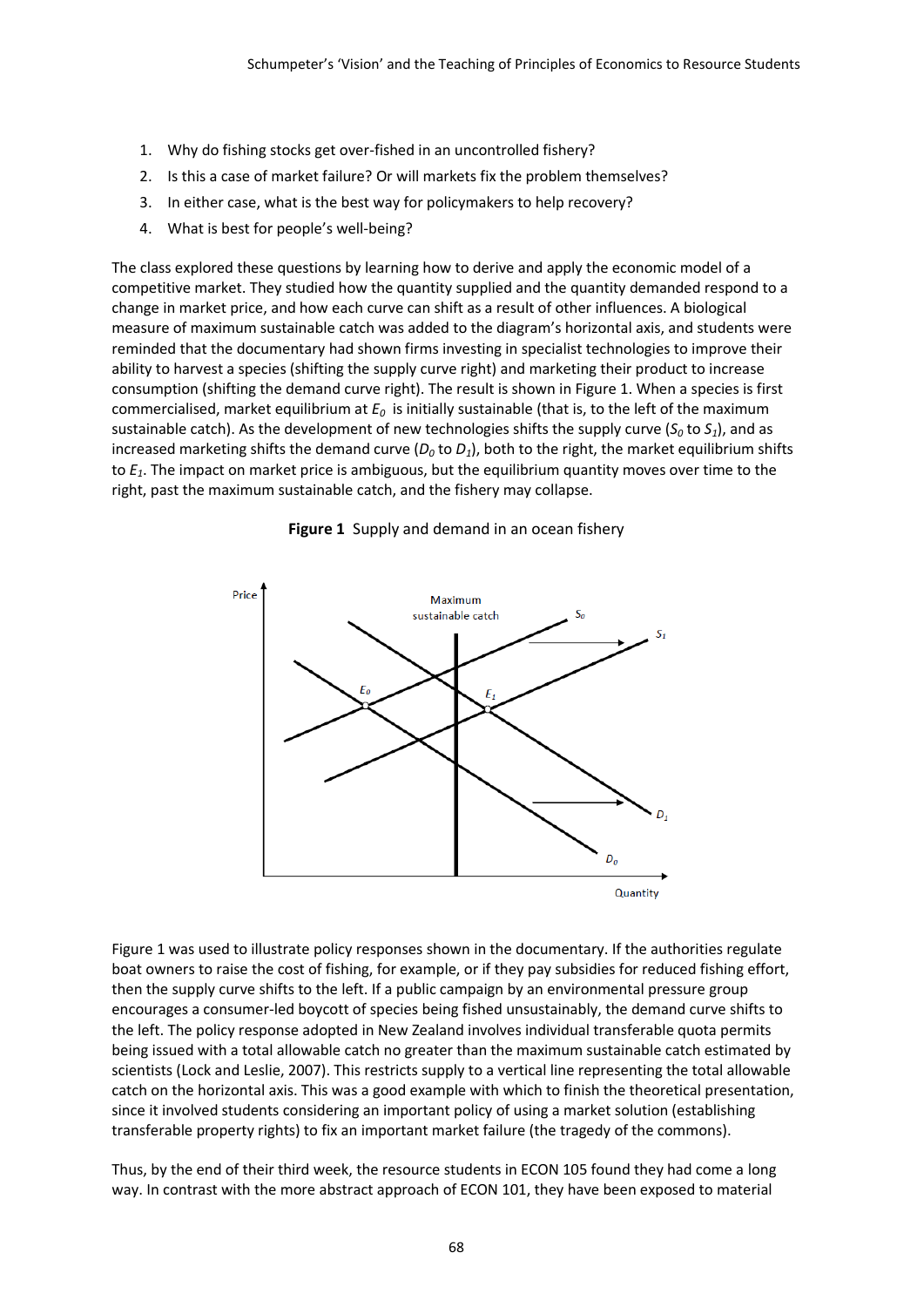1. Why do fishing stocks get over-fished in an uncontrolled fishery?
2. Is this a case of market failure? Or will markets fix the problem themselves?
3. In either case, what is the best way for policymakers to help recovery?
4. What is best for people's well-being?

The class explored these questions by learning how to derive and apply the economic model of a competitive market. They studied how the quantity supplied and the quantity demanded respond to a change in market price, and how each curve can shift as a result of other influences. A biological measure of maximum sustainable catch was added to the diagram's horizontal axis, and students were reminded that the documentary had shown firms investing in specialist technologies to improve their ability to harvest a species (shifting the supply curve right) and marketing their product to increase consumption (shifting the demand curve right). The result is shown in Figure 1. When a species is first commercialised, market equilibrium at $E_0$ is initially sustainable (that is, to the left of the maximum sustainable catch). As the development of new technologies shifts the supply curve ($S_0$ to $S_1$), and as increased marketing shifts the demand curve ($D_0$ to $D_1$), both to the right, the market equilibrium shifts to $E_1$. The impact on market price is ambiguous, but the equilibrium quantity moves over time to the right, past the maximum sustainable catch, and the fishery may collapse.

**Figure 1** Supply and demand in an ocean fishery

Figure 1 was used to illustrate policy responses shown in the documentary. If the authorities regulate boat owners to raise the cost of fishing, for example, or if they pay subsidies for reduced fishing effort, then the supply curve shifts to the left. If a public campaign by an environmental pressure group encourages a consumer-led boycott of species being fished unsustainably, the demand curve shifts to the left. The policy response adopted in New Zealand involves individual transferable quota permits being issued with a total allowable catch no greater than the maximum sustainable catch estimated by scientists (Lock and Leslie, 2007). This restricts supply to a vertical line representing the total allowable catch on the horizontal axis. This was a good example with which to finish the theoretical presentation, since it involved students considering an important policy of using a market solution (establishing transferable property rights) to fix an important market failure (the tragedy of the commons).

Thus, by the end of their third week, the resource students in ECON 105 found they had come a long way. In contrast with the more abstract approach of ECON 101, they have been exposed to material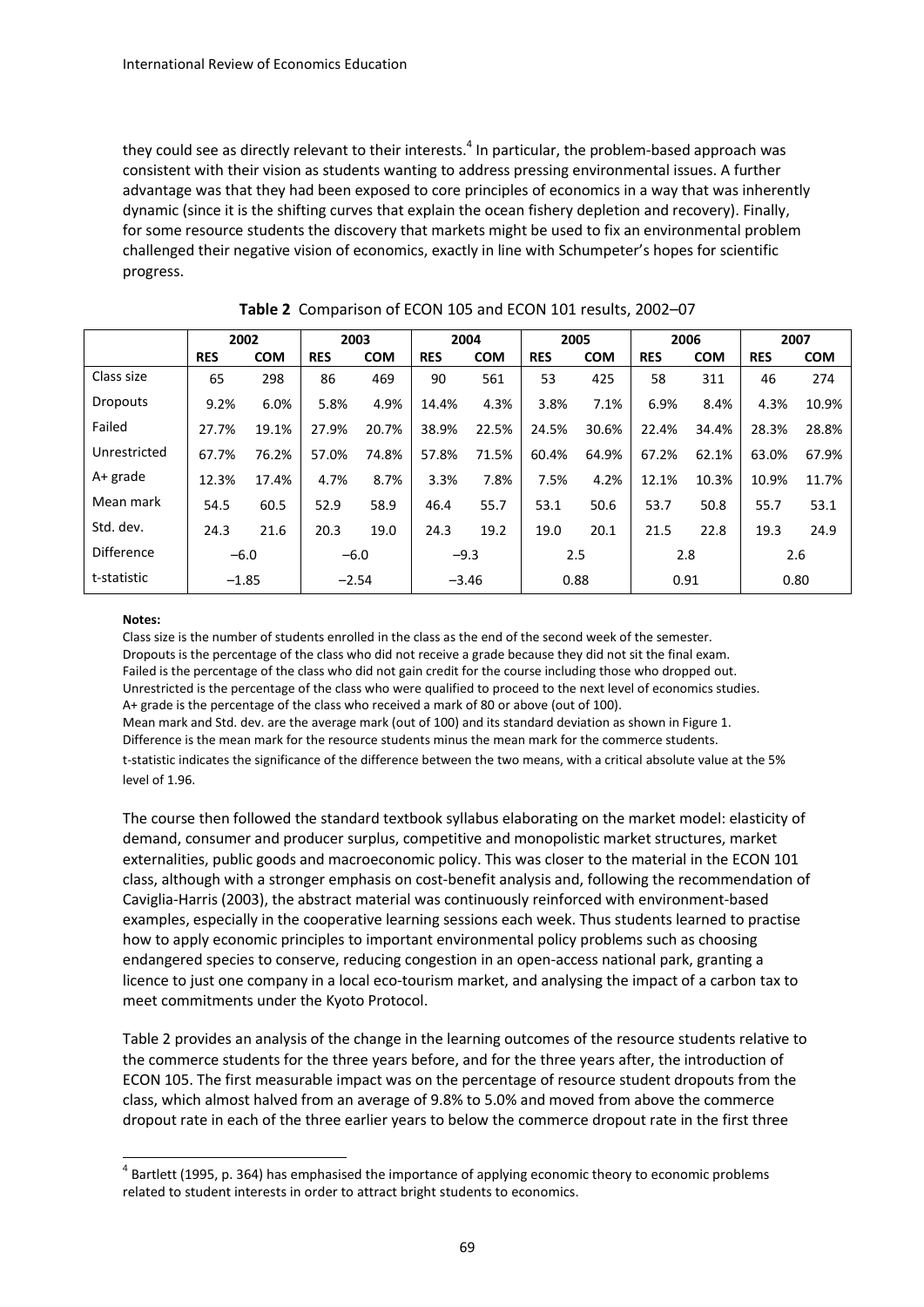they could see as directly relevant to their interests.[4] In particular, the problem-based approach was consistent with their vision as students wanting to address pressing environmental issues. A further advantage was that they had been exposed to core principles of economics in a way that was inherently dynamic (since it is the shifting curves that explain the ocean fishery depletion and recovery). Finally, for some resource students the discovery that markets might be used to fix an environmental problem challenged their negative vision of economics, exactly in line with Schumpeter's hopes for scientific progress.

**Table 2** Comparison of ECON 105 and ECON 101 results, 2002–07

| | 2002 | | 2003 | | 2004 | | 2005 | | 2006 | | 2007 | |
|---|---|---|---|---|---|---|---|---|---|---|---|---|
| | **RES** | **COM** | **RES** | **COM** | **RES** | **COM** | **RES** | **COM** | **RES** | **COM** | **RES** | **COM** |
| Class size | 65 | 298 | 86 | 469 | 90 | 561 | 53 | 425 | 58 | 311 | 46 | 274 |
| Dropouts | 9.2% | 6.0% | 5.8% | 4.9% | 14.4% | 4.3% | 3.8% | 7.1% | 6.9% | 8.4% | 4.3% | 10.9% |
| Failed | 27.7% | 19.1% | 27.9% | 20.7% | 38.9% | 22.5% | 24.5% | 30.6% | 22.4% | 34.4% | 28.3% | 28.8% |
| Unrestricted | 67.7% | 76.2% | 57.0% | 74.8% | 57.8% | 71.5% | 60.4% | 64.9% | 67.2% | 62.1% | 63.0% | 67.9% |
| A+ grade | 12.3% | 17.4% | 4.7% | 8.7% | 3.3% | 7.8% | 7.5% | 4.2% | 12.1% | 10.3% | 10.9% | 11.7% |
| Mean mark | 54.5 | 60.5 | 52.9 | 58.9 | 46.4 | 55.7 | 53.1 | 50.6 | 53.7 | 50.8 | 55.7 | 53.1 |
| Std. dev. | 24.3 | 21.6 | 20.3 | 19.0 | 24.3 | 19.2 | 19.0 | 20.1 | 21.5 | 22.8 | 19.3 | 24.9 |
| Difference | −6.0 | | −6.0 | | −9.3 | | 2.5 | | 2.8 | | 2.6 | |
| t-statistic | −1.85 | | −2.54 | | −3.46 | | 0.88 | | 0.91 | | 0.80 | |

**Notes:**

Class size is the number of students enrolled in the class as the end of the second week of the semester.
Dropouts is the percentage of the class who did not receive a grade because they did not sit the final exam.
Failed is the percentage of the class who did not gain credit for the course including those who dropped out.
Unrestricted is the percentage of the class who were qualified to proceed to the next level of economics studies.
A+ grade is the percentage of the class who received a mark of 80 or above (out of 100).
Mean mark and Std. dev. are the average mark (out of 100) and its standard deviation as shown in Figure 1.
Difference is the mean mark for the resource students minus the mean mark for the commerce students.
t-statistic indicates the significance of the difference between the two means, with a critical absolute value at the 5% level of 1.96.

The course then followed the standard textbook syllabus elaborating on the market model: elasticity of demand, consumer and producer surplus, competitive and monopolistic market structures, market externalities, public goods and macroeconomic policy. This was closer to the material in the ECON 101 class, although with a stronger emphasis on cost-benefit analysis and, following the recommendation of Caviglia-Harris (2003), the abstract material was continuously reinforced with environment-based examples, especially in the cooperative learning sessions each week. Thus students learned to practise how to apply economic principles to important environmental policy problems such as choosing endangered species to conserve, reducing congestion in an open-access national park, granting a licence to just one company in a local eco-tourism market, and analysing the impact of a carbon tax to meet commitments under the Kyoto Protocol.

Table 2 provides an analysis of the change in the learning outcomes of the resource students relative to the commerce students for the three years before, and for the three years after, the introduction of ECON 105. The first measurable impact was on the percentage of resource student dropouts from the class, which almost halved from an average of 9.8% to 5.0% and moved from above the commerce dropout rate in each of the three earlier years to below the commerce dropout rate in the first three

[4] Bartlett (1995, p. 364) has emphasised the importance of applying economic theory to economic problems related to student interests in order to attract bright students to economics.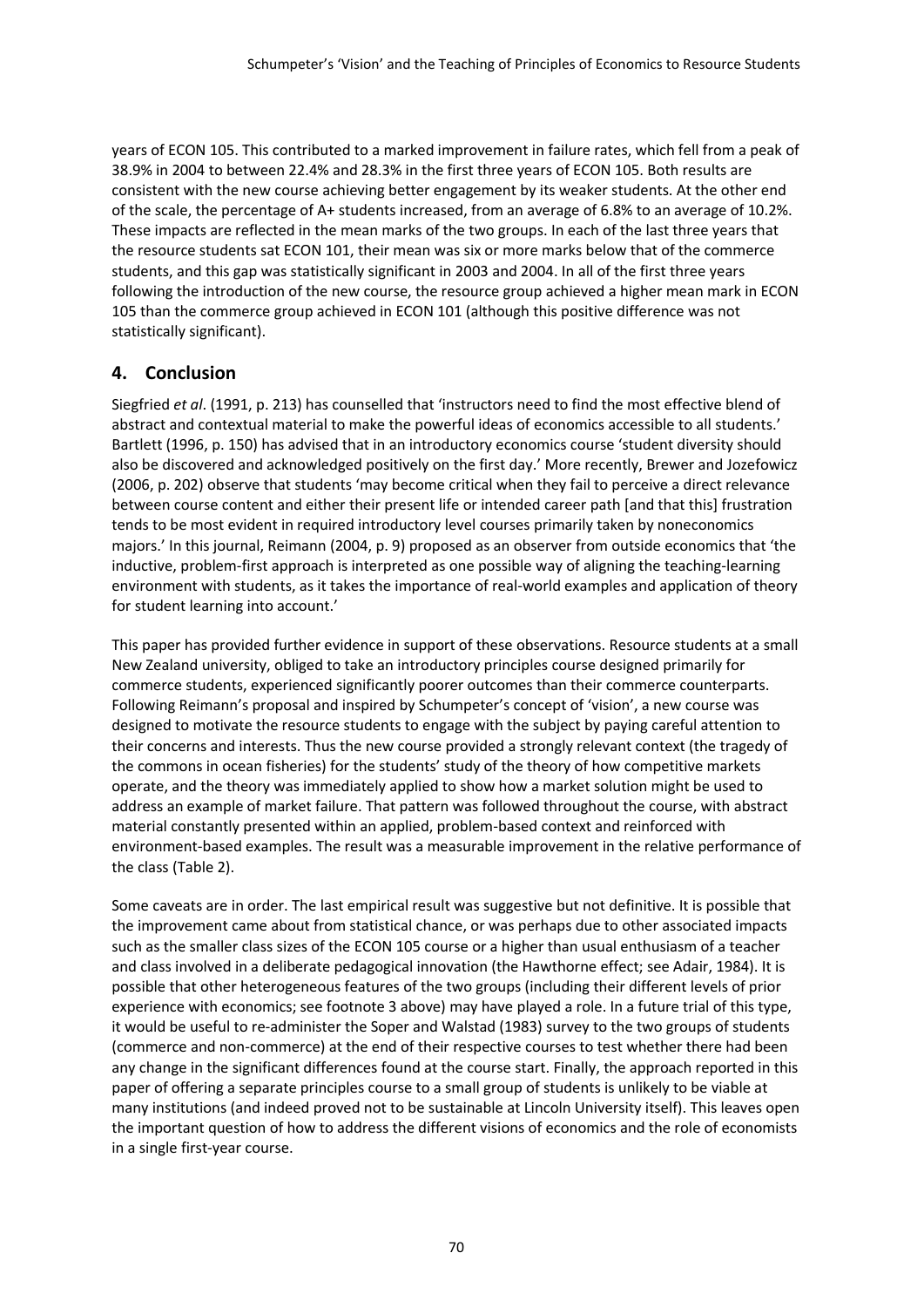years of ECON 105. This contributed to a marked improvement in failure rates, which fell from a peak of 38.9% in 2004 to between 22.4% and 28.3% in the first three years of ECON 105. Both results are consistent with the new course achieving better engagement by its weaker students. At the other end of the scale, the percentage of A+ students increased, from an average of 6.8% to an average of 10.2%. These impacts are reflected in the mean marks of the two groups. In each of the last three years that the resource students sat ECON 101, their mean was six or more marks below that of the commerce students, and this gap was statistically significant in 2003 and 2004. In all of the first three years following the introduction of the new course, the resource group achieved a higher mean mark in ECON 105 than the commerce group achieved in ECON 101 (although this positive difference was not statistically significant).

## 4. Conclusion

Siegfried *et al*. (1991, p. 213) has counselled that 'instructors need to find the most effective blend of abstract and contextual material to make the powerful ideas of economics accessible to all students.' Bartlett (1996, p. 150) has advised that in an introductory economics course 'student diversity should also be discovered and acknowledged positively on the first day.' More recently, Brewer and Jozefowicz (2006, p. 202) observe that students 'may become critical when they fail to perceive a direct relevance between course content and either their present life or intended career path [and that this] frustration tends to be most evident in required introductory level courses primarily taken by noneconomics majors.' In this journal, Reimann (2004, p. 9) proposed as an observer from outside economics that 'the inductive, problem-first approach is interpreted as one possible way of aligning the teaching-learning environment with students, as it takes the importance of real-world examples and application of theory for student learning into account.'

This paper has provided further evidence in support of these observations. Resource students at a small New Zealand university, obliged to take an introductory principles course designed primarily for commerce students, experienced significantly poorer outcomes than their commerce counterparts. Following Reimann's proposal and inspired by Schumpeter's concept of 'vision', a new course was designed to motivate the resource students to engage with the subject by paying careful attention to their concerns and interests. Thus the new course provided a strongly relevant context (the tragedy of the commons in ocean fisheries) for the students' study of the theory of how competitive markets operate, and the theory was immediately applied to show how a market solution might be used to address an example of market failure. That pattern was followed throughout the course, with abstract material constantly presented within an applied, problem-based context and reinforced with environment-based examples. The result was a measurable improvement in the relative performance of the class (Table 2).

Some caveats are in order. The last empirical result was suggestive but not definitive. It is possible that the improvement came about from statistical chance, or was perhaps due to other associated impacts such as the smaller class sizes of the ECON 105 course or a higher than usual enthusiasm of a teacher and class involved in a deliberate pedagogical innovation (the Hawthorne effect; see Adair, 1984). It is possible that other heterogeneous features of the two groups (including their different levels of prior experience with economics; see footnote 3 above) may have played a role. In a future trial of this type, it would be useful to re-administer the Soper and Walstad (1983) survey to the two groups of students (commerce and non-commerce) at the end of their respective courses to test whether there had been any change in the significant differences found at the course start. Finally, the approach reported in this paper of offering a separate principles course to a small group of students is unlikely to be viable at many institutions (and indeed proved not to be sustainable at Lincoln University itself). This leaves open the important question of how to address the different visions of economics and the role of economists in a single first-year course.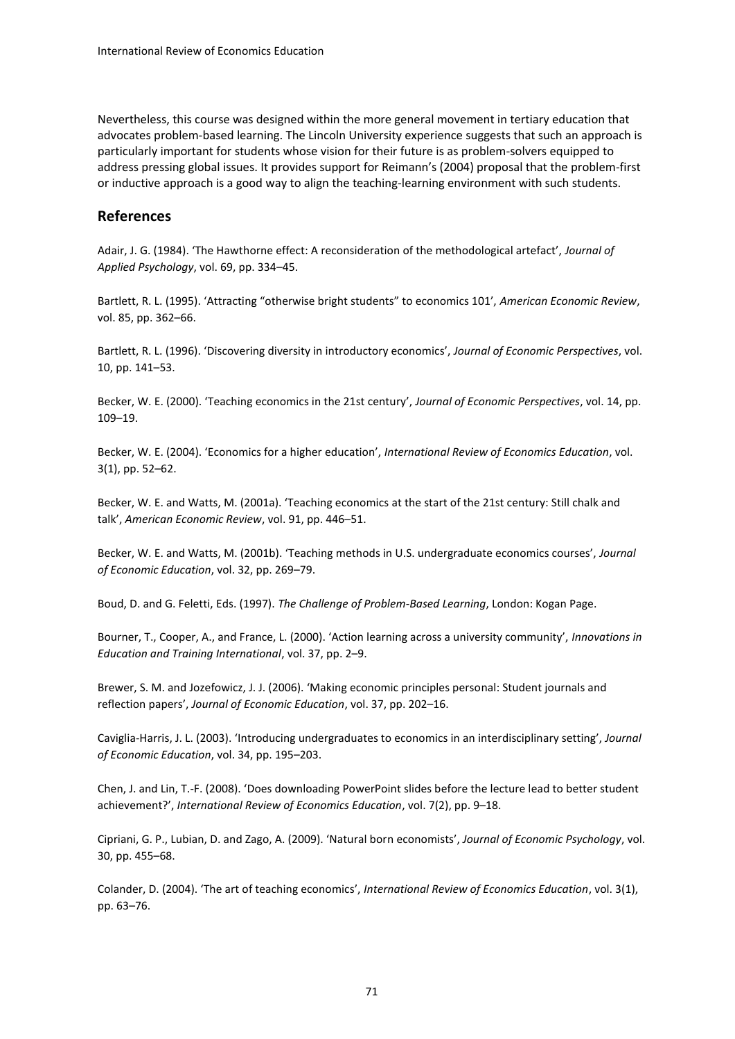Nevertheless, this course was designed within the more general movement in tertiary education that advocates problem-based learning. The Lincoln University experience suggests that such an approach is particularly important for students whose vision for their future is as problem-solvers equipped to address pressing global issues. It provides support for Reimann's (2004) proposal that the problem-first or inductive approach is a good way to align the teaching-learning environment with such students.

## References

Adair, J. G. (1984). 'The Hawthorne effect: A reconsideration of the methodological artefact', *Journal of Applied Psychology*, vol. 69, pp. 334–45.

Bartlett, R. L. (1995). 'Attracting "otherwise bright students" to economics 101', *American Economic Review*, vol. 85, pp. 362–66.

Bartlett, R. L. (1996). 'Discovering diversity in introductory economics', *Journal of Economic Perspectives*, vol. 10, pp. 141–53.

Becker, W. E. (2000). 'Teaching economics in the 21st century', *Journal of Economic Perspectives*, vol. 14, pp. 109–19.

Becker, W. E. (2004). 'Economics for a higher education', *International Review of Economics Education*, vol. 3(1), pp. 52–62.

Becker, W. E. and Watts, M. (2001a). 'Teaching economics at the start of the 21st century: Still chalk and talk', *American Economic Review*, vol. 91, pp. 446–51.

Becker, W. E. and Watts, M. (2001b). 'Teaching methods in U.S. undergraduate economics courses', *Journal of Economic Education*, vol. 32, pp. 269–79.

Boud, D. and G. Feletti, Eds. (1997). *The Challenge of Problem-Based Learning*, London: Kogan Page.

Bourner, T., Cooper, A., and France, L. (2000). 'Action learning across a university community', *Innovations in Education and Training International*, vol. 37, pp. 2–9.

Brewer, S. M. and Jozefowicz, J. J. (2006). 'Making economic principles personal: Student journals and reflection papers', *Journal of Economic Education*, vol. 37, pp. 202–16.

Caviglia-Harris, J. L. (2003). 'Introducing undergraduates to economics in an interdisciplinary setting', *Journal of Economic Education*, vol. 34, pp. 195–203.

Chen, J. and Lin, T.-F. (2008). 'Does downloading PowerPoint slides before the lecture lead to better student achievement?', *International Review of Economics Education*, vol. 7(2), pp. 9–18.

Cipriani, G. P., Lubian, D. and Zago, A. (2009). 'Natural born economists', *Journal of Economic Psychology*, vol. 30, pp. 455–68.

Colander, D. (2004). 'The art of teaching economics', *International Review of Economics Education*, vol. 3(1), pp. 63–76.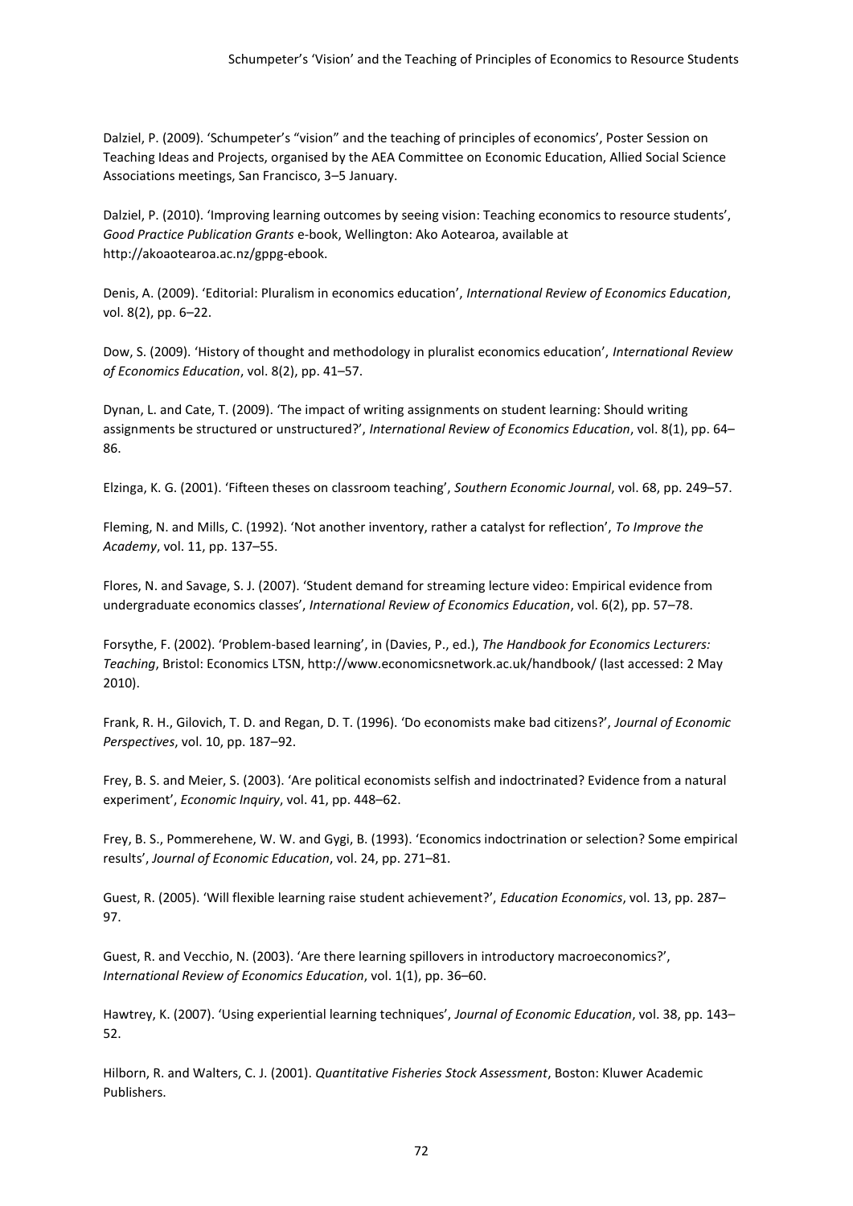Dalziel, P. (2009). 'Schumpeter's "vision" and the teaching of principles of economics', Poster Session on Teaching Ideas and Projects, organised by the AEA Committee on Economic Education, Allied Social Science Associations meetings, San Francisco, 3–5 January.

Dalziel, P. (2010). 'Improving learning outcomes by seeing vision: Teaching economics to resource students', *Good Practice Publication Grants* e-book, Wellington: Ako Aotearoa, available at http://akoaotearoa.ac.nz/gppg-ebook.

Denis, A. (2009). 'Editorial: Pluralism in economics education', *International Review of Economics Education*, vol. 8(2), pp. 6–22.

Dow, S. (2009). 'History of thought and methodology in pluralist economics education', *International Review of Economics Education*, vol. 8(2), pp. 41–57.

Dynan, L. and Cate, T. (2009). 'The impact of writing assignments on student learning: Should writing assignments be structured or unstructured?', *International Review of Economics Education*, vol. 8(1), pp. 64–86.

Elzinga, K. G. (2001). 'Fifteen theses on classroom teaching', *Southern Economic Journal*, vol. 68, pp. 249–57.

Fleming, N. and Mills, C. (1992). 'Not another inventory, rather a catalyst for reflection', *To Improve the Academy*, vol. 11, pp. 137–55.

Flores, N. and Savage, S. J. (2007). 'Student demand for streaming lecture video: Empirical evidence from undergraduate economics classes', *International Review of Economics Education*, vol. 6(2), pp. 57–78.

Forsythe, F. (2002). 'Problem-based learning', in (Davies, P., ed.), *The Handbook for Economics Lecturers: Teaching*, Bristol: Economics LTSN, http://www.economicsnetwork.ac.uk/handbook/ (last accessed: 2 May 2010).

Frank, R. H., Gilovich, T. D. and Regan, D. T. (1996). 'Do economists make bad citizens?', *Journal of Economic Perspectives*, vol. 10, pp. 187–92.

Frey, B. S. and Meier, S. (2003). 'Are political economists selfish and indoctrinated? Evidence from a natural experiment', *Economic Inquiry*, vol. 41, pp. 448–62.

Frey, B. S., Pommerehene, W. W. and Gygi, B. (1993). 'Economics indoctrination or selection? Some empirical results', *Journal of Economic Education*, vol. 24, pp. 271–81.

Guest, R. (2005). 'Will flexible learning raise student achievement?', *Education Economics*, vol. 13, pp. 287–97.

Guest, R. and Vecchio, N. (2003). 'Are there learning spillovers in introductory macroeconomics?', *International Review of Economics Education*, vol. 1(1), pp. 36–60.

Hawtrey, K. (2007). 'Using experiential learning techniques', *Journal of Economic Education*, vol. 38, pp. 143–52.

Hilborn, R. and Walters, C. J. (2001). *Quantitative Fisheries Stock Assessment*, Boston: Kluwer Academic Publishers.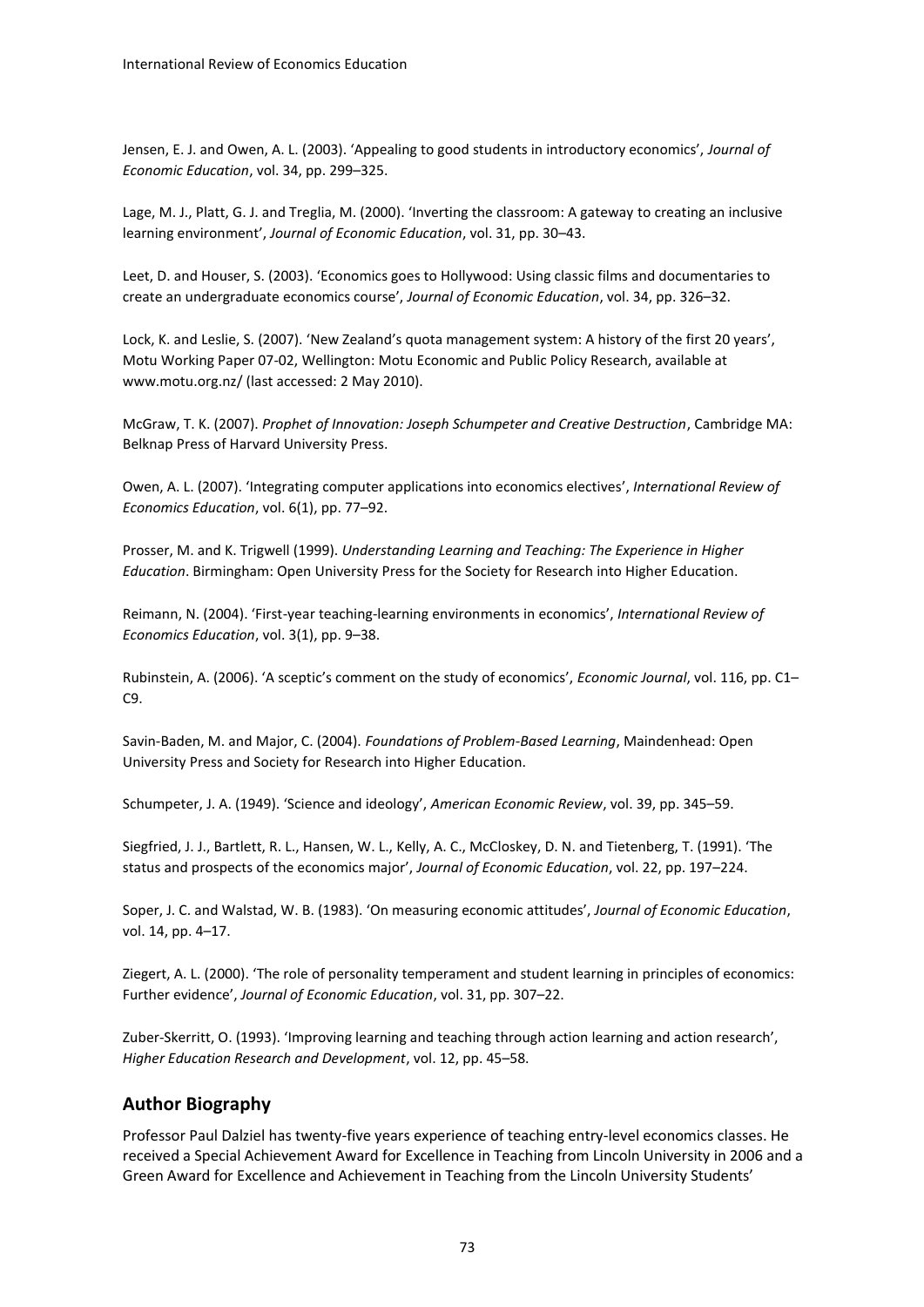Jensen, E. J. and Owen, A. L. (2003). 'Appealing to good students in introductory economics', *Journal of Economic Education*, vol. 34, pp. 299–325.

Lage, M. J., Platt, G. J. and Treglia, M. (2000). 'Inverting the classroom: A gateway to creating an inclusive learning environment', *Journal of Economic Education*, vol. 31, pp. 30–43.

Leet, D. and Houser, S. (2003). 'Economics goes to Hollywood: Using classic films and documentaries to create an undergraduate economics course', *Journal of Economic Education*, vol. 34, pp. 326–32.

Lock, K. and Leslie, S. (2007). 'New Zealand's quota management system: A history of the first 20 years', Motu Working Paper 07-02, Wellington: Motu Economic and Public Policy Research, available at www.motu.org.nz/ (last accessed: 2 May 2010).

McGraw, T. K. (2007). *Prophet of Innovation: Joseph Schumpeter and Creative Destruction*, Cambridge MA: Belknap Press of Harvard University Press.

Owen, A. L. (2007). 'Integrating computer applications into economics electives', *International Review of Economics Education*, vol. 6(1), pp. 77–92.

Prosser, M. and K. Trigwell (1999). *Understanding Learning and Teaching: The Experience in Higher Education*. Birmingham: Open University Press for the Society for Research into Higher Education.

Reimann, N. (2004). 'First-year teaching-learning environments in economics', *International Review of Economics Education*, vol. 3(1), pp. 9–38.

Rubinstein, A. (2006). 'A sceptic's comment on the study of economics', *Economic Journal*, vol. 116, pp. C1–C9.

Savin-Baden, M. and Major, C. (2004). *Foundations of Problem-Based Learning*, Maindenhead: Open University Press and Society for Research into Higher Education.

Schumpeter, J. A. (1949). 'Science and ideology', *American Economic Review*, vol. 39, pp. 345–59.

Siegfried, J. J., Bartlett, R. L., Hansen, W. L., Kelly, A. C., McCloskey, D. N. and Tietenberg, T. (1991). 'The status and prospects of the economics major', *Journal of Economic Education*, vol. 22, pp. 197–224.

Soper, J. C. and Walstad, W. B. (1983). 'On measuring economic attitudes', *Journal of Economic Education*, vol. 14, pp. 4–17.

Ziegert, A. L. (2000). 'The role of personality temperament and student learning in principles of economics: Further evidence', *Journal of Economic Education*, vol. 31, pp. 307–22.

Zuber-Skerritt, O. (1993). 'Improving learning and teaching through action learning and action research', *Higher Education Research and Development*, vol. 12, pp. 45–58.

## Author Biography

Professor Paul Dalziel has twenty-five years experience of teaching entry-level economics classes. He received a Special Achievement Award for Excellence in Teaching from Lincoln University in 2006 and a Green Award for Excellence and Achievement in Teaching from the Lincoln University Students'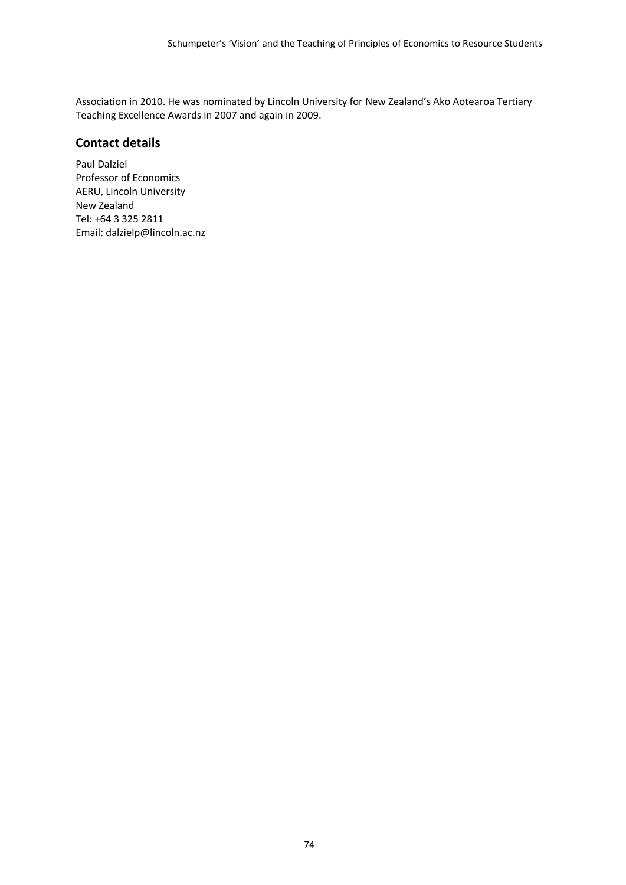Association in 2010. He was nominated by Lincoln University for New Zealand's Ako Aotearoa Tertiary Teaching Excellence Awards in 2007 and again in 2009.

## Contact details

Paul Dalziel
Professor of Economics
AERU, Lincoln University
New Zealand
Tel: +64 3 325 2811
Email: dalzielp@lincoln.ac.nz